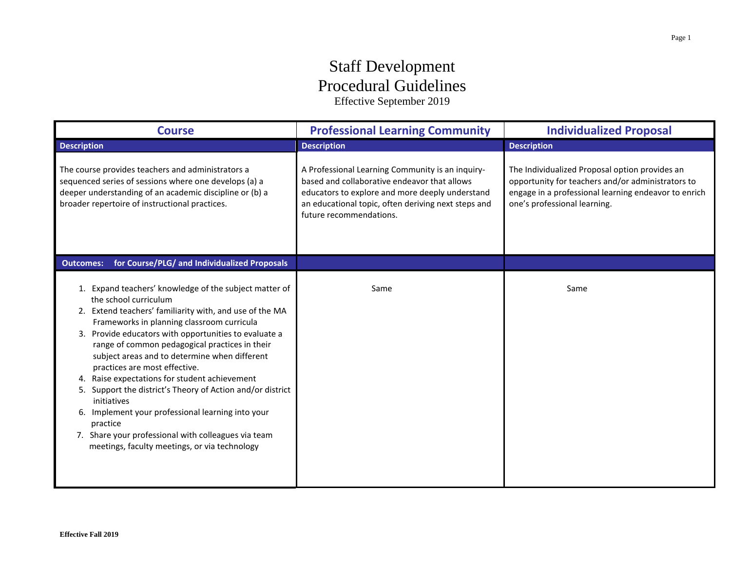# Staff Development
# Procedural Guidelines

Effective September 2019

| Course | Professional Learning Community | Individualized Proposal |
|---|---|---|
| **Description** | **Description** | **Description** |
| The course provides teachers and administrators a sequenced series of sessions where one develops (a) a deeper understanding of an academic discipline or (b) a broader repertoire of instructional practices. | A Professional Learning Community is an inquiry-based and collaborative endeavor that allows educators to explore and more deeply understand an educational topic, often deriving next steps and future recommendations. | The Individualized Proposal option provides an opportunity for teachers and/or administrators to engage in a professional learning endeavor to enrich one's professional learning. |
| **Outcomes: for Course/PLG/ and Individualized Proposals** | | |
| 1. Expand teachers' knowledge of the subject matter of the school curriculum<br>2. Extend teachers' familiarity with, and use of the MA Frameworks in planning classroom curricula<br>3. Provide educators with opportunities to evaluate a range of common pedagogical practices in their subject areas and to determine when different practices are most effective.<br>4. Raise expectations for student achievement<br>5. Support the district's Theory of Action and/or district initiatives<br>6. Implement your professional learning into your practice<br>7. Share your professional with colleagues via team meetings, faculty meetings, or via technology | Same | Same |

**Effective Fall 2019**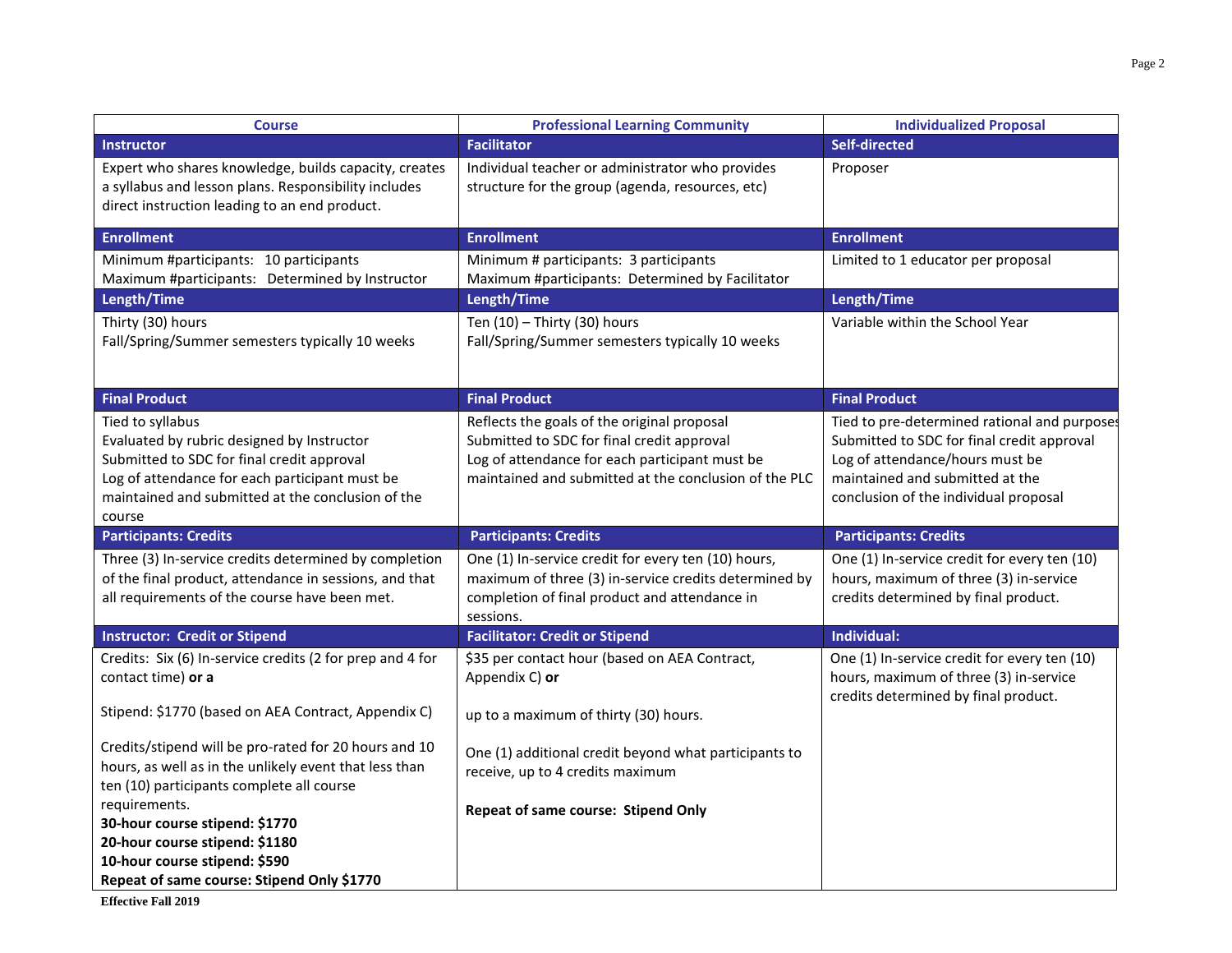| Course | Professional Learning Community | Individualized Proposal |
|---|---|---|
| **Instructor** | **Facilitator** | **Self-directed** |
| Expert who shares knowledge, builds capacity, creates a syllabus and lesson plans. Responsibility includes direct instruction leading to an end product. | Individual teacher or administrator who provides structure for the group (agenda, resources, etc) | Proposer |
| **Enrollment** | **Enrollment** | **Enrollment** |
| Minimum #participants: 10 participants<br>Maximum #participants: Determined by Instructor | Minimum # participants: 3 participants<br>Maximum #participants: Determined by Facilitator | Limited to 1 educator per proposal |
| **Length/Time** | **Length/Time** | **Length/Time** |
| Thirty (30) hours<br>Fall/Spring/Summer semesters typically 10 weeks | Ten (10) – Thirty (30) hours<br>Fall/Spring/Summer semesters typically 10 weeks | Variable within the School Year |
| **Final Product** | **Final Product** | **Final Product** |
| Tied to syllabus<br>Evaluated by rubric designed by Instructor<br>Submitted to SDC for final credit approval<br>Log of attendance for each participant must be maintained and submitted at the conclusion of the course | Reflects the goals of the original proposal<br>Submitted to SDC for final credit approval<br>Log of attendance for each participant must be maintained and submitted at the conclusion of the PLC | Tied to pre-determined rational and purposes<br>Submitted to SDC for final credit approval<br>Log of attendance/hours must be maintained and submitted at the conclusion of the individual proposal |
| **Participants: Credits** | **Participants: Credits** | **Participants: Credits** |
| Three (3) In-service credits determined by completion of the final product, attendance in sessions, and that all requirements of the course have been met. | One (1) In-service credit for every ten (10) hours, maximum of three (3) in-service credits determined by completion of final product and attendance in sessions. | One (1) In-service credit for every ten (10) hours, maximum of three (3) in-service credits determined by final product. |
| **Instructor: Credit or Stipend** | **Facilitator: Credit or Stipend** | **Individual:** |
| Credits: Six (6) In-service credits (2 for prep and 4 for contact time) **or a**<br><br>Stipend: $1770 (based on AEA Contract, Appendix C)<br><br>Credits/stipend will be pro-rated for 20 hours and 10 hours, as well as in the unlikely event that less than ten (10) participants complete all course requirements.<br>**30-hour course stipend: $1770**<br>**20-hour course stipend: $1180**<br>**10-hour course stipend: $590**<br>**Repeat of same course: Stipend Only $1770** | $35 per contact hour (based on AEA Contract, Appendix C) **or**<br><br>up to a maximum of thirty (30) hours.<br><br>One (1) additional credit beyond what participants to receive, up to 4 credits maximum<br><br>**Repeat of same course: Stipend Only** | One (1) In-service credit for every ten (10) hours, maximum of three (3) in-service credits determined by final product. |

**Effective Fall 2019**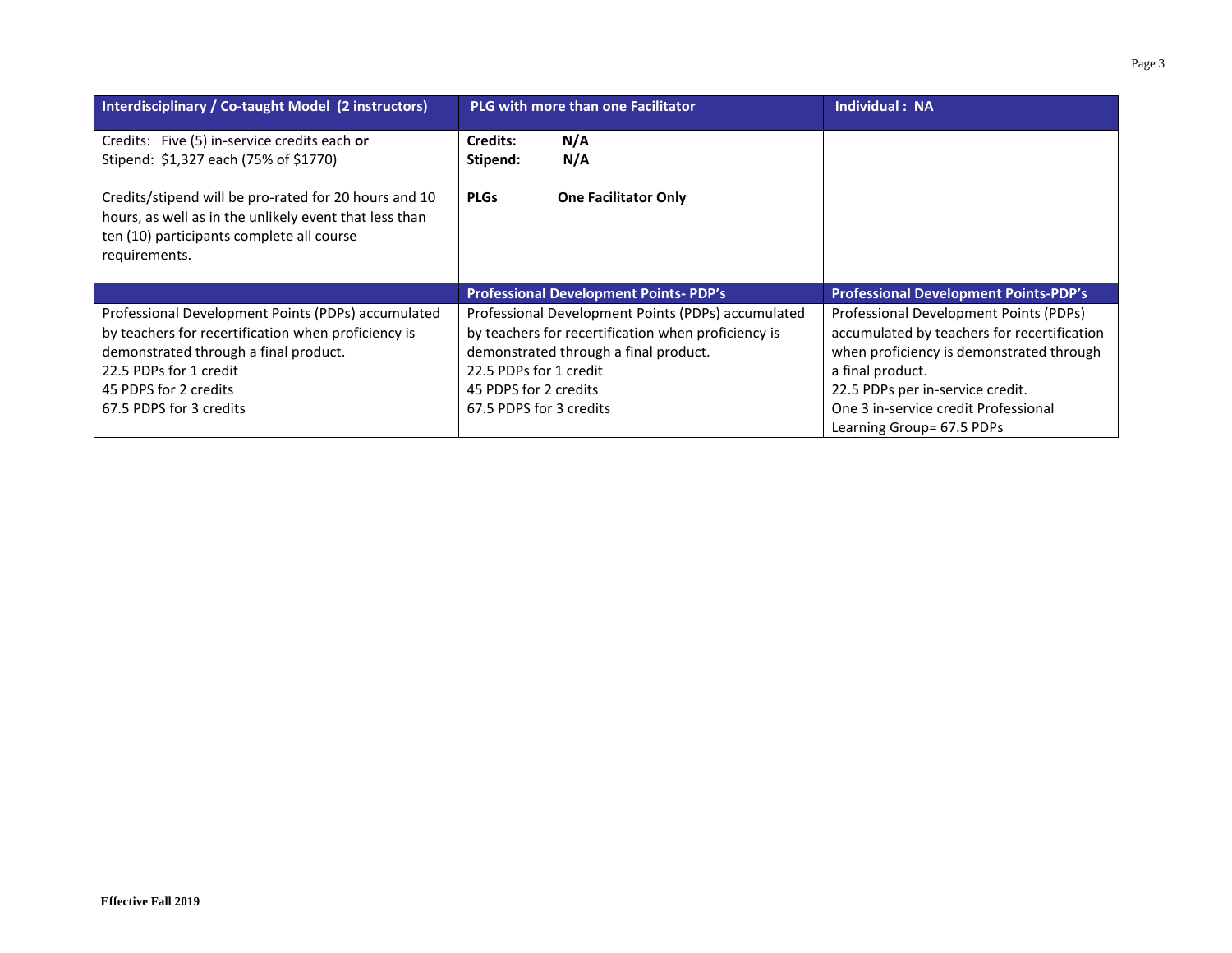| Interdisciplinary / Co-taught Model (2 instructors) | PLG with more than one Facilitator | Individual : NA |
|---|---|---|
| Credits: Five (5) in-service credits each **or**<br>Stipend: $1,327 each (75% of $1770)<br><br>Credits/stipend will be pro-rated for 20 hours and 10 hours, as well as in the unlikely event that less than ten (10) participants complete all course requirements. | **Credits:** **N/A**<br>**Stipend:** **N/A**<br><br>**PLGs** **One Facilitator Only** | |
| | **Professional Development Points- PDP's** | **Professional Development Points-PDP's** |
| Professional Development Points (PDPs) accumulated by teachers for recertification when proficiency is demonstrated through a final product.<br>22.5 PDPs for 1 credit<br>45 PDPS for 2 credits<br>67.5 PDPS for 3 credits | Professional Development Points (PDPs) accumulated by teachers for recertification when proficiency is demonstrated through a final product.<br>22.5 PDPs for 1 credit<br>45 PDPS for 2 credits<br>67.5 PDPS for 3 credits | Professional Development Points (PDPs) accumulated by teachers for recertification when proficiency is demonstrated through a final product.<br>22.5 PDPs per in-service credit.<br>One 3 in-service credit Professional Learning Group= 67.5 PDPs |

**Effective Fall 2019**